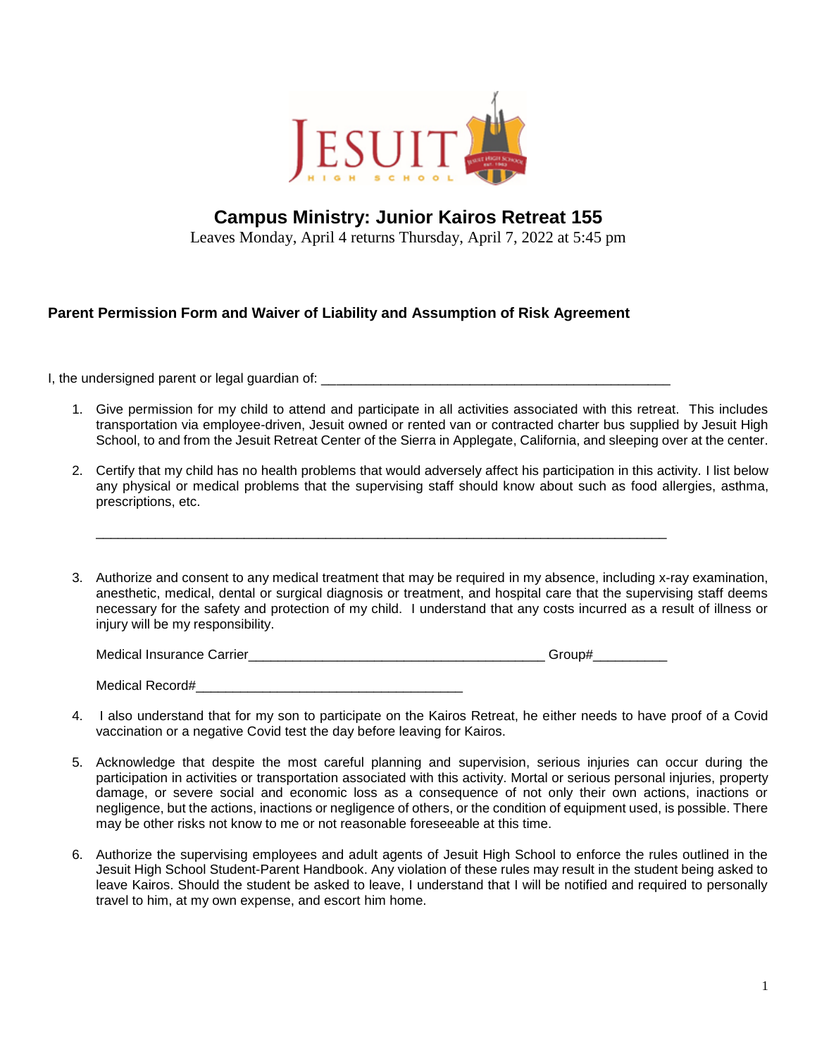JESUIT HIGH SCHOOL

# Campus Ministry: Junior Kairos Retreat 155

Leaves Monday, April 4 returns Thursday, April 7, 2022 at 5:45 pm

**Parent Permission Form and Waiver of Liability and Assumption of Risk Agreement**

I, the undersigned parent or legal guardian of: ________________________________________________

1. Give permission for my child to attend and participate in all activities associated with this retreat. This includes transportation via employee-driven, Jesuit owned or rented van or contracted charter bus supplied by Jesuit High School, to and from the Jesuit Retreat Center of the Sierra in Applegate, California, and sleeping over at the center.

2. Certify that my child has no health problems that would adversely affect his participation in this activity. I list below any physical or medical problems that the supervising staff should know about such as food allergies, asthma, prescriptions, etc.

   ______________________________________________________________________________

3. Authorize and consent to any medical treatment that may be required in my absence, including x-ray examination, anesthetic, medical, dental or surgical diagnosis or treatment, and hospital care that the supervising staff deems necessary for the safety and protection of my child. I understand that any costs incurred as a result of illness or injury will be my responsibility.

   Medical Insurance Carrier________________________________________ Group#__________

   Medical Record#____________________________________

4. I also understand that for my son to participate on the Kairos Retreat, he either needs to have proof of a Covid vaccination or a negative Covid test the day before leaving for Kairos.

5. Acknowledge that despite the most careful planning and supervision, serious injuries can occur during the participation in activities or transportation associated with this activity. Mortal or serious personal injuries, property damage, or severe social and economic loss as a consequence of not only their own actions, inactions or negligence, but the actions, inactions or negligence of others, or the condition of equipment used, is possible. There may be other risks not know to me or not reasonable foreseeable at this time.

6. Authorize the supervising employees and adult agents of Jesuit High School to enforce the rules outlined in the Jesuit High School Student-Parent Handbook. Any violation of these rules may result in the student being asked to leave Kairos. Should the student be asked to leave, I understand that I will be notified and required to personally travel to him, at my own expense, and escort him home.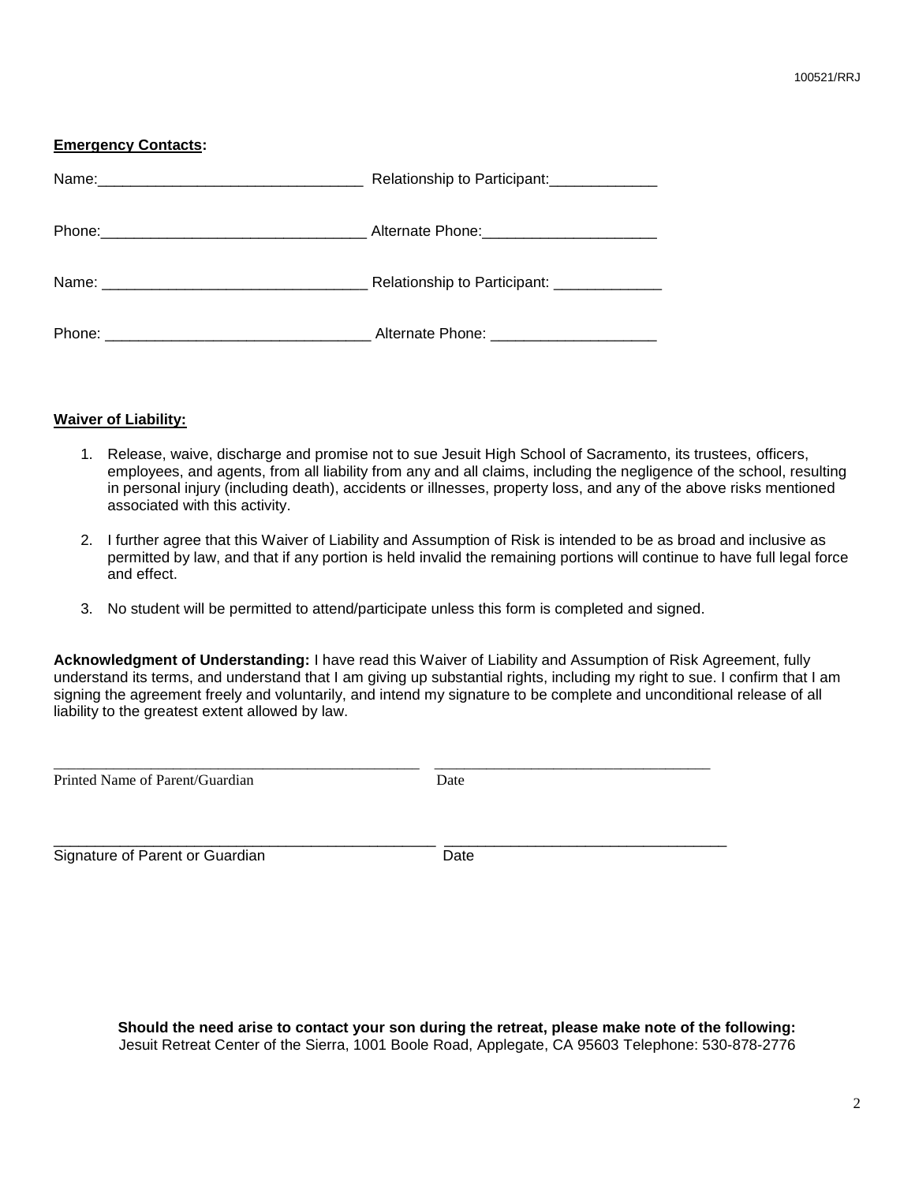**Emergency Contacts:**

Name:________________________________ Relationship to Participant:_____________

Phone:________________________________ Alternate Phone:_____________________

Name: ________________________________ Relationship to Participant: _____________

Phone: ________________________________ Alternate Phone: ____________________

**Waiver of Liability:**

1. Release, waive, discharge and promise not to sue Jesuit High School of Sacramento, its trustees, officers, employees, and agents, from all liability from any and all claims, including the negligence of the school, resulting in personal injury (including death), accidents or illnesses, property loss, and any of the above risks mentioned associated with this activity.

2. I further agree that this Waiver of Liability and Assumption of Risk is intended to be as broad and inclusive as permitted by law, and that if any portion is held invalid the remaining portions will continue to have full legal force and effect.

3. No student will be permitted to attend/participate unless this form is completed and signed.

**Acknowledgment of Understanding:** I have read this Waiver of Liability and Assumption of Risk Agreement, fully understand its terms, and understand that I am giving up substantial rights, including my right to sue. I confirm that I am signing the agreement freely and voluntarily, and intend my signature to be complete and unconditional release of all liability to the greatest extent allowed by law.

_______________________________________________ ___________________________________
Printed Name of Parent/Guardian Date

_______________________________________________ ___________________________________
Signature of Parent or Guardian Date

**Should the need arise to contact your son during the retreat, please make note of the following:**
Jesuit Retreat Center of the Sierra, 1001 Boole Road, Applegate, CA 95603 Telephone: 530-878-2776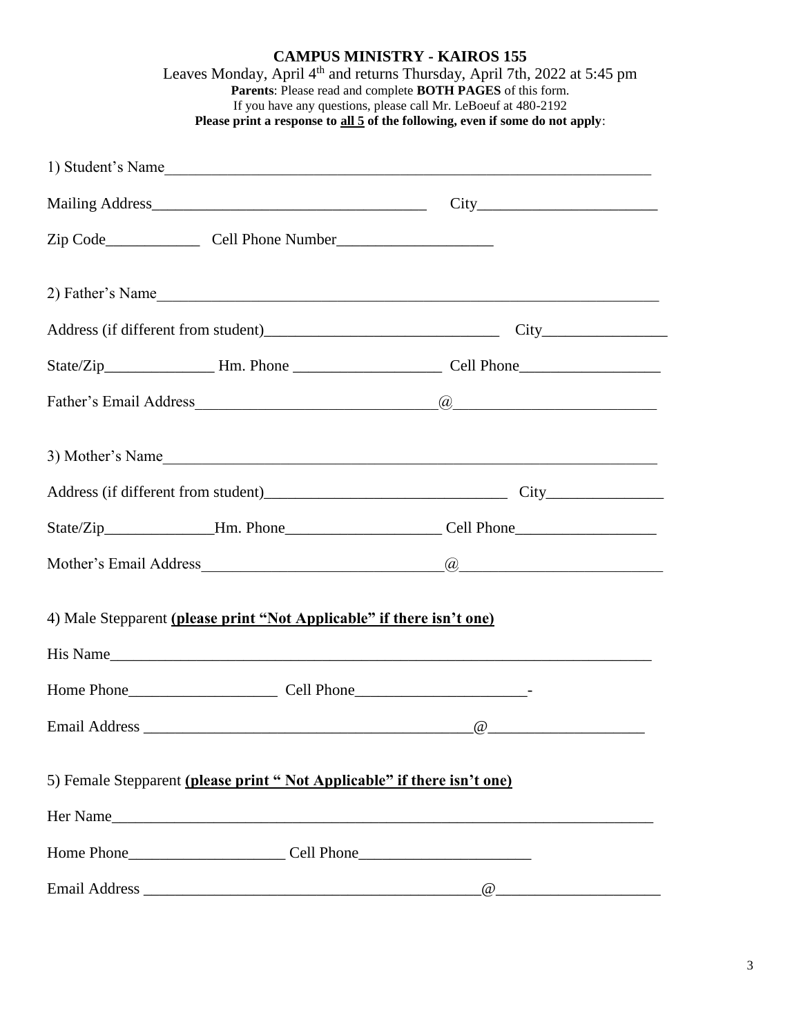**CAMPUS MINISTRY - KAIROS 155**

Leaves Monday, April 4th and returns Thursday, April 7th, 2022 at 5:45 pm

**Parents**: Please read and complete **BOTH PAGES** of this form.

If you have any questions, please call Mr. LeBoeuf at 480-2192

**Please print a response to all 5 of the following, even if some do not apply**:

1) Student's Name________________________________________________________________

Mailing Address___________________________________ City______________________

Zip Code___________ Cell Phone Number___________________

2) Father's Name_________________________________________________________________

Address (if different from student)____________________________ City_______________

State/Zip_____________ Hm. Phone _________________ Cell Phone________________

Father's Email Address____________________________@________________________

3) Mother's Name________________________________________________________________

Address (if different from student)_____________________________ City______________

State/Zip_____________Hm. Phone__________________ Cell Phone________________

Mother's Email Address____________________________@________________________

4) Male Stepparent **(please print "Not Applicable" if there isn't one)**

His Name_____________________________________________________________________

Home Phone__________________ Cell Phone____________________-

Email Address ________________________________________@___________________

5) Female Stepparent **(please print " Not Applicable" if there isn't one)**

Her Name_____________________________________________________________________

Home Phone___________________ Cell Phone_____________________

Email Address ________________________________________@____________________